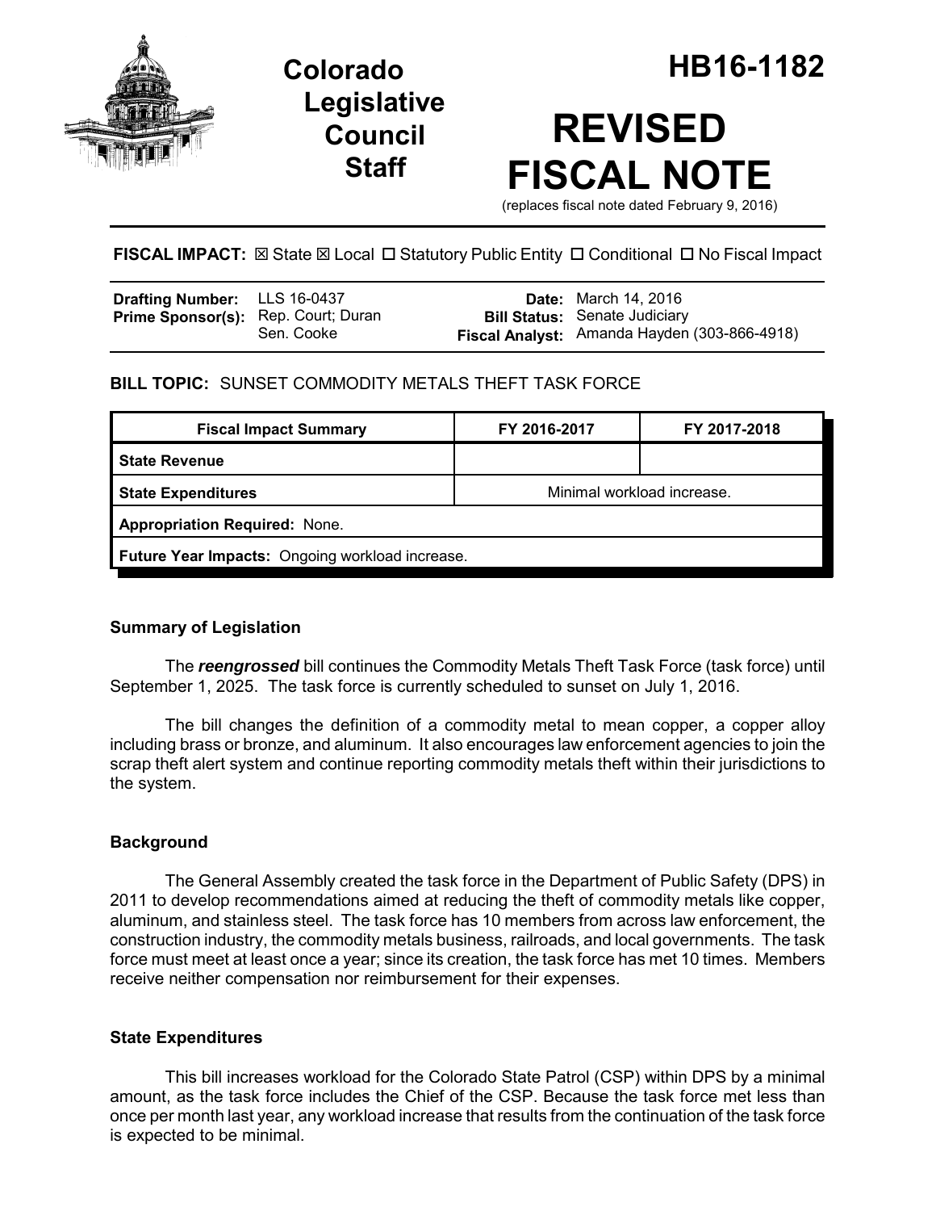# Colorado Legislative Council Staff

# HB16-1182

# REVISED FISCAL NOTE

(replaces fiscal note dated February 9, 2016)

**FISCAL IMPACT:** ☒ State ☒ Local ☐ Statutory Public Entity ☐ Conditional ☐ No Fiscal Impact

| | | | |
|---|---|---|---|
| **Drafting Number:** | LLS 16-0437 | **Date:** | March 14, 2016 |
| **Prime Sponsor(s):** | Rep. Court; Duran<br>Sen. Cooke | **Bill Status:** | Senate Judiciary |
| | | **Fiscal Analyst:** | Amanda Hayden (303-866-4918) |

**BILL TOPIC:** SUNSET COMMODITY METALS THEFT TASK FORCE

| Fiscal Impact Summary | FY 2016-2017 | FY 2017-2018 |
|---|---|---|
| **State Revenue** | | |
| **State Expenditures** | Minimal workload increase. | |
| **Appropriation Required:** None. | | |
| **Future Year Impacts:** Ongoing workload increase. | | |

## Summary of Legislation

The ***reengrossed*** bill continues the Commodity Metals Theft Task Force (task force) until September 1, 2025. The task force is currently scheduled to sunset on July 1, 2016.

The bill changes the definition of a commodity metal to mean copper, a copper alloy including brass or bronze, and aluminum. It also encourages law enforcement agencies to join the scrap theft alert system and continue reporting commodity metals theft within their jurisdictions to the system.

## Background

The General Assembly created the task force in the Department of Public Safety (DPS) in 2011 to develop recommendations aimed at reducing the theft of commodity metals like copper, aluminum, and stainless steel. The task force has 10 members from across law enforcement, the construction industry, the commodity metals business, railroads, and local governments. The task force must meet at least once a year; since its creation, the task force has met 10 times. Members receive neither compensation nor reimbursement for their expenses.

## State Expenditures

This bill increases workload for the Colorado State Patrol (CSP) within DPS by a minimal amount, as the task force includes the Chief of the CSP. Because the task force met less than once per month last year, any workload increase that results from the continuation of the task force is expected to be minimal.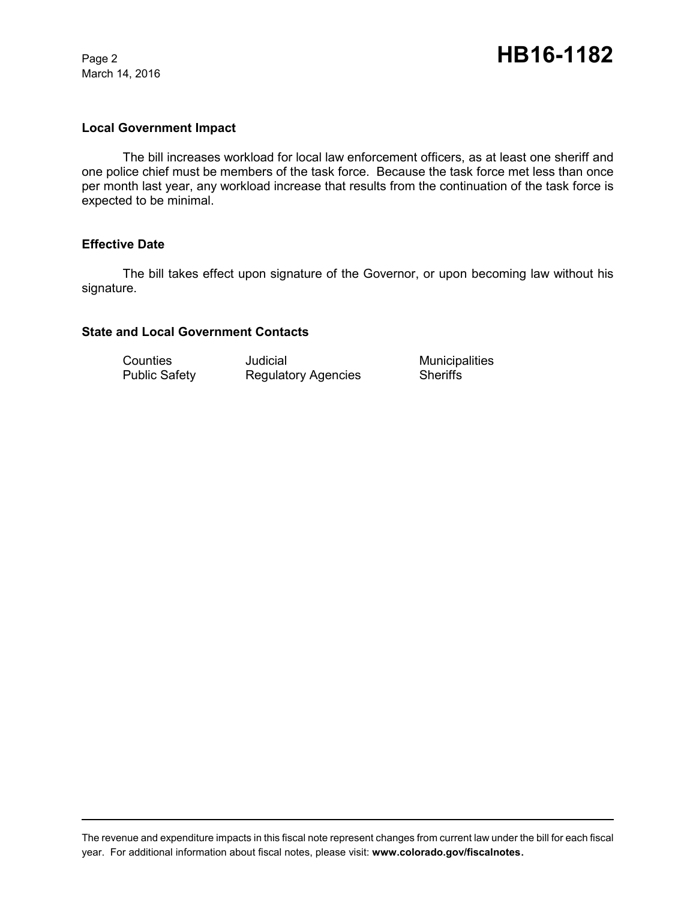**Local Government Impact**

The bill increases workload for local law enforcement officers, as at least one sheriff and one police chief must be members of the task force. Because the task force met less than once per month last year, any workload increase that results from the continuation of the task force is expected to be minimal.

**Effective Date**

The bill takes effect upon signature of the Governor, or upon becoming law without his signature.

**State and Local Government Contacts**

| | | |
|---|---|---|
| Counties | Judicial | Municipalities |
| Public Safety | Regulatory Agencies | Sheriffs |

The revenue and expenditure impacts in this fiscal note represent changes from current law under the bill for each fiscal year. For additional information about fiscal notes, please visit: **www.colorado.gov/fiscalnotes.**